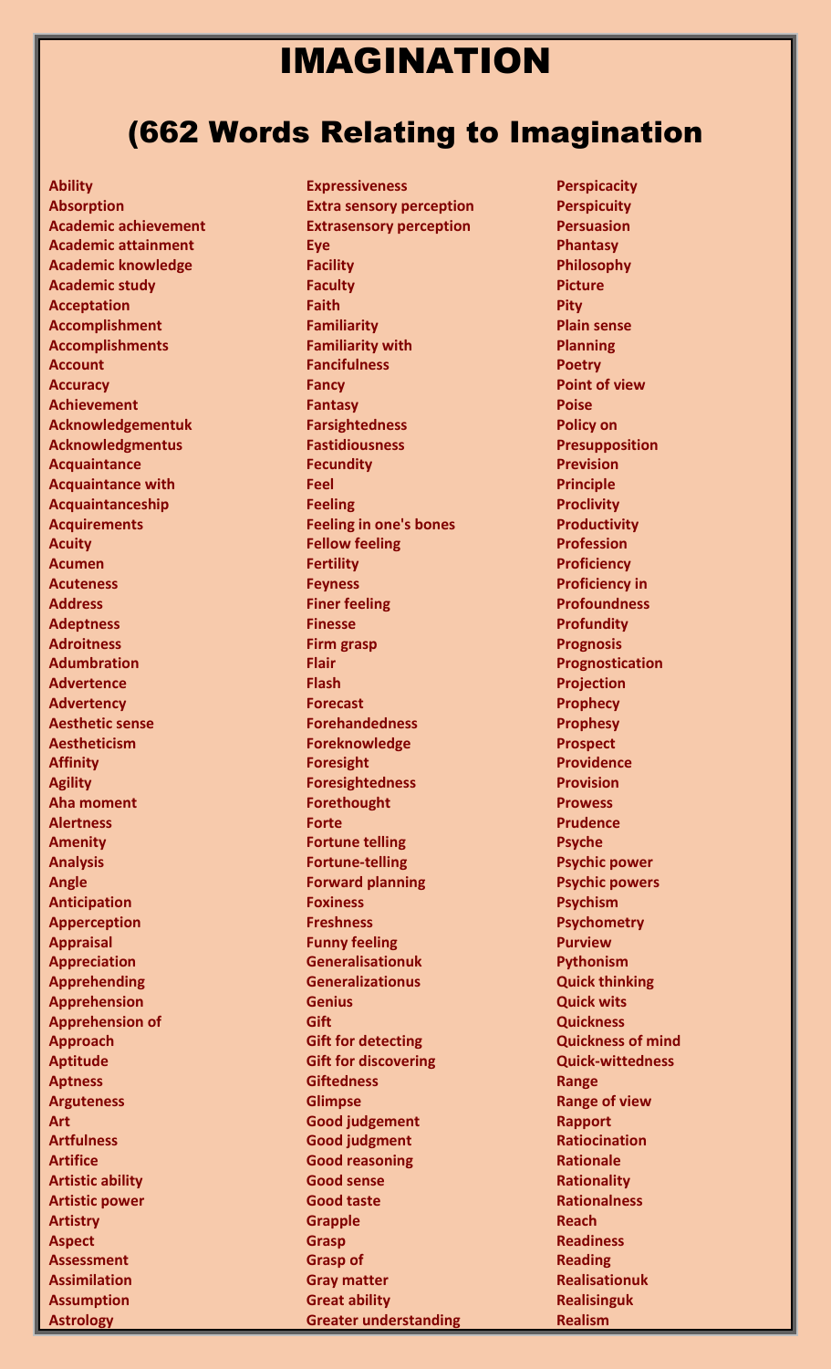# IMAGINATION

## (662 Words Relating to Imagination

**Ability**
**Absorption**
**Academic achievement**
**Academic attainment**
**Academic knowledge**
**Academic study**
**Acceptation**
**Accomplishment**
**Accomplishments**
**Account**
**Accuracy**
**Achievement**
**Acknowledgementuk**
**Acknowledgmentus**
**Acquaintance**
**Acquaintance with**
**Acquaintanceship**
**Acquirements**
**Acuity**
**Acumen**
**Acuteness**
**Address**
**Adeptness**
**Adroitness**
**Adumbration**
**Advertence**
**Advertency**
**Aesthetic sense**
**Aestheticism**
**Affinity**
**Agility**
**Aha moment**
**Alertness**
**Amenity**
**Analysis**
**Angle**
**Anticipation**
**Apperception**
**Appraisal**
**Appreciation**
**Apprehending**
**Apprehension**
**Apprehension of**
**Approach**
**Aptitude**
**Aptness**
**Arguteness**
**Art**
**Artfulness**
**Artifice**
**Artistic ability**
**Artistic power**
**Artistry**
**Aspect**
**Assessment**
**Assimilation**
**Assumption**
**Astrology**
**Expressiveness**
**Extra sensory perception**
**Extrasensory perception**
**Eye**
**Facility**
**Faculty**
**Faith**
**Familiarity**
**Familiarity with**
**Fancifulness**
**Fancy**
**Fantasy**
**Farsightedness**
**Fastidiousness**
**Fecundity**
**Feel**
**Feeling**
**Feeling in one's bones**
**Fellow feeling**
**Fertility**
**Feyness**
**Finer feeling**
**Finesse**
**Firm grasp**
**Flair**
**Flash**
**Forecast**
**Forehandedness**
**Foreknowledge**
**Foresight**
**Foresightedness**
**Forethought**
**Forte**
**Fortune telling**
**Fortune-telling**
**Forward planning**
**Foxiness**
**Freshness**
**Funny feeling**
**Generalisationuk**
**Generalizationus**
**Genius**
**Gift**
**Gift for detecting**
**Gift for discovering**
**Giftedness**
**Glimpse**
**Good judgement**
**Good judgment**
**Good reasoning**
**Good sense**
**Good taste**
**Grapple**
**Grasp**
**Grasp of**
**Gray matter**
**Great ability**
**Greater understanding**
**Perspicacity**
**Perspicuity**
**Persuasion**
**Phantasy**
**Philosophy**
**Picture**
**Pity**
**Plain sense**
**Planning**
**Poetry**
**Point of view**
**Poise**
**Policy on**
**Presupposition**
**Prevision**
**Principle**
**Proclivity**
**Productivity**
**Profession**
**Proficiency**
**Proficiency in**
**Profoundness**
**Profundity**
**Prognosis**
**Prognostication**
**Projection**
**Prophecy**
**Prophesy**
**Prospect**
**Providence**
**Provision**
**Prowess**
**Prudence**
**Psyche**
**Psychic power**
**Psychic powers**
**Psychism**
**Psychometry**
**Purview**
**Pythonism**
**Quick thinking**
**Quick wits**
**Quickness**
**Quickness of mind**
**Quick-wittedness**
**Range**
**Range of view**
**Rapport**
**Ratiocination**
**Rationale**
**Rationality**
**Rationalness**
**Reach**
**Readiness**
**Reading**
**Realisationuk**
**Realisinguk**
**Realism**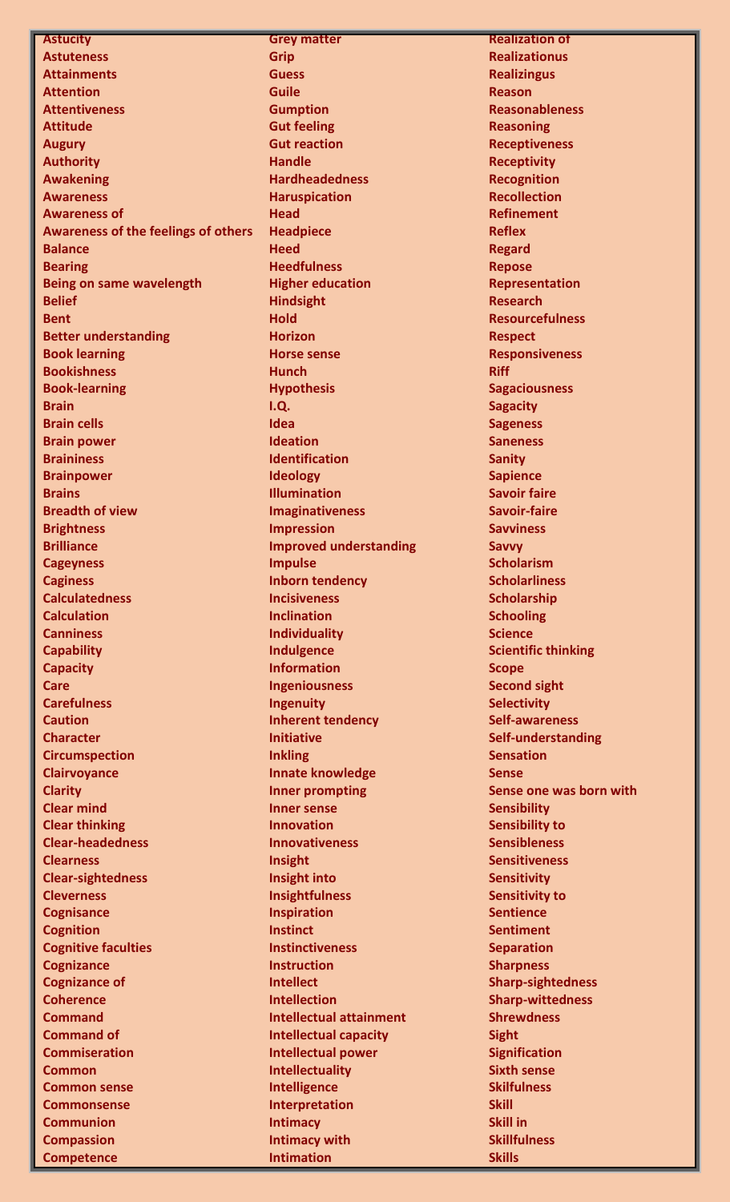**Astucity**
**Astuteness**
**Attainments**
**Attention**
**Attentiveness**
**Attitude**
**Augury**
**Authority**
**Awakening**
**Awareness**
**Awareness of**
**Awareness of the feelings of others**
**Balance**
**Bearing**
**Being on same wavelength**
**Belief**
**Bent**
**Better understanding**
**Book learning**
**Bookishness**
**Book-learning**
**Brain**
**Brain cells**
**Brain power**
**Braininess**
**Brainpower**
**Brains**
**Breadth of view**
**Brightness**
**Brilliance**
**Cageyness**
**Caginess**
**Calculatedness**
**Calculation**
**Canniness**
**Capability**
**Capacity**
**Care**
**Carefulness**
**Caution**
**Character**
**Circumspection**
**Clairvoyance**
**Clarity**
**Clear mind**
**Clear thinking**
**Clear-headedness**
**Clearness**
**Clear-sightedness**
**Cleverness**
**Cognisance**
**Cognition**
**Cognitive faculties**
**Cognizance**
**Cognizance of**
**Coherence**
**Command**
**Command of**
**Commiseration**
**Common**
**Common sense**
**Commonsense**
**Communion**
**Compassion**
**Competence**

**Grey matter**
**Grip**
**Guess**
**Guile**
**Gumption**
**Gut feeling**
**Gut reaction**
**Handle**
**Hardheadedness**
**Haruspication**
**Head**
**Headpiece**
**Heed**
**Heedfulness**
**Higher education**
**Hindsight**
**Hold**
**Horizon**
**Horse sense**
**Hunch**
**Hypothesis**
**I.Q.**
**Idea**
**Ideation**
**Identification**
**Ideology**
**Illumination**
**Imaginativeness**
**Impression**
**Improved understanding**
**Impulse**
**Inborn tendency**
**Incisiveness**
**Inclination**
**Individuality**
**Indulgence**
**Information**
**Ingeniousness**
**Ingenuity**
**Inherent tendency**
**Initiative**
**Inkling**
**Innate knowledge**
**Inner prompting**
**Inner sense**
**Innovation**
**Innovativeness**
**Insight**
**Insight into**
**Insightfulness**
**Inspiration**
**Instinct**
**Instinctiveness**
**Instruction**
**Intellect**
**Intellection**
**Intellectual attainment**
**Intellectual capacity**
**Intellectual power**
**Intellectuality**
**Intelligence**
**Interpretation**
**Intimacy**
**Intimacy with**
**Intimation**

**Realization of**
**Realizationus**
**Realizingus**
**Reason**
**Reasonableness**
**Reasoning**
**Receptiveness**
**Receptivity**
**Recognition**
**Recollection**
**Refinement**
**Reflex**
**Regard**
**Repose**
**Representation**
**Research**
**Resourcefulness**
**Respect**
**Responsiveness**
**Riff**
**Sagaciousness**
**Sagacity**
**Sageness**
**Saneness**
**Sanity**
**Sapience**
**Savoir faire**
**Savoir-faire**
**Savviness**
**Savvy**
**Scholarism**
**Scholarliness**
**Scholarship**
**Schooling**
**Science**
**Scientific thinking**
**Scope**
**Second sight**
**Selectivity**
**Self-awareness**
**Self-understanding**
**Sensation**
**Sense**
**Sense one was born with**
**Sensibility**
**Sensibility to**
**Sensibleness**
**Sensitiveness**
**Sensitivity**
**Sensitivity to**
**Sentience**
**Sentiment**
**Separation**
**Sharpness**
**Sharp-sightedness**
**Sharp-wittedness**
**Shrewdness**
**Sight**
**Signification**
**Sixth sense**
**Skilfulness**
**Skill**
**Skill in**
**Skillfulness**
**Skills**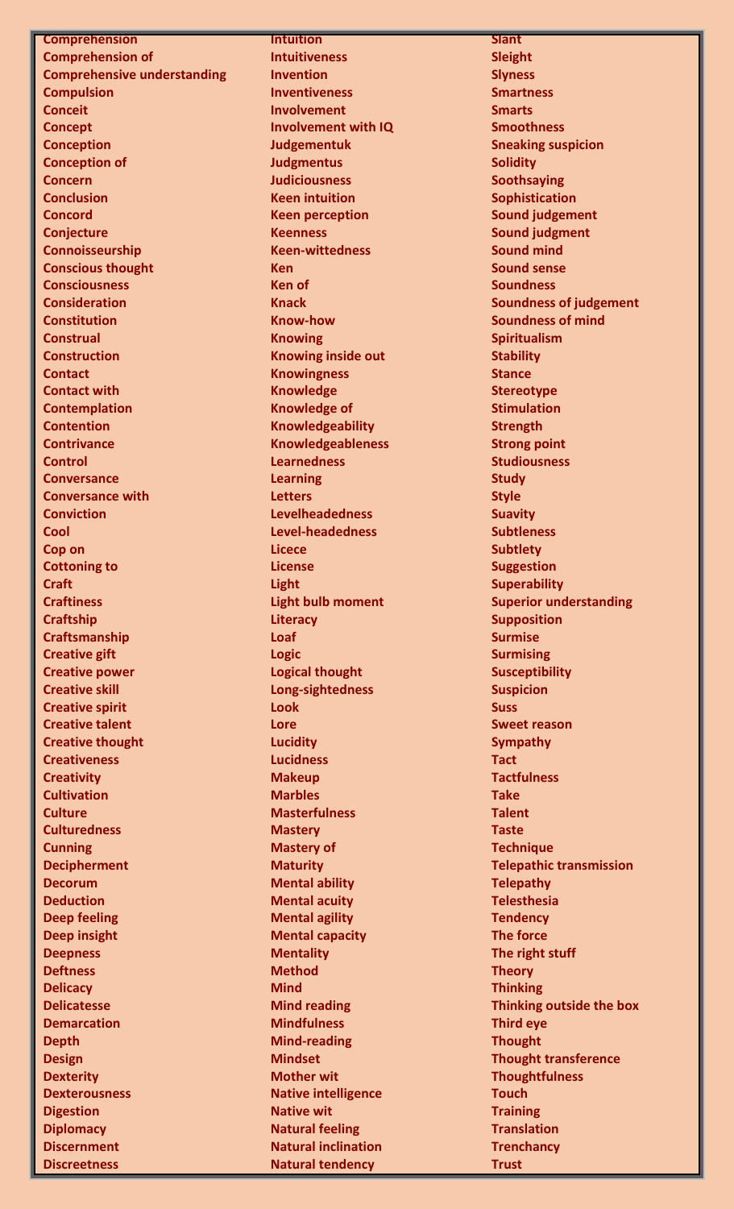**Comprehension**
**Comprehension of**
**Comprehensive understanding**
**Compulsion**
**Conceit**
**Concept**
**Conception**
**Conception of**
**Concern**
**Conclusion**
**Concord**
**Conjecture**
**Connoisseurship**
**Conscious thought**
**Consciousness**
**Consideration**
**Constitution**
**Construal**
**Construction**
**Contact**
**Contact with**
**Contemplation**
**Contention**
**Contrivance**
**Control**
**Conversance**
**Conversance with**
**Conviction**
**Cool**
**Cop on**
**Cottoning to**
**Craft**
**Craftiness**
**Craftship**
**Craftsmanship**
**Creative gift**
**Creative power**
**Creative skill**
**Creative spirit**
**Creative talent**
**Creative thought**
**Creativeness**
**Creativity**
**Cultivation**
**Culture**
**Culturedness**
**Cunning**
**Decipherment**
**Decorum**
**Deduction**
**Deep feeling**
**Deep insight**
**Deepness**
**Deftness**
**Delicacy**
**Delicatesse**
**Demarcation**
**Depth**
**Design**
**Dexterity**
**Dexterousness**
**Digestion**
**Diplomacy**
**Discernment**
**Discreetness**

**Intuition**
**Intuitiveness**
**Invention**
**Inventiveness**
**Involvement**
**Involvement with IQ**
**Judgementuk**
**Judgmentus**
**Judiciousness**
**Keen intuition**
**Keen perception**
**Keenness**
**Keen-wittedness**
**Ken**
**Ken of**
**Knack**
**Know-how**
**Knowing**
**Knowing inside out**
**Knowingness**
**Knowledge**
**Knowledge of**
**Knowledgeability**
**Knowledgeableness**
**Learnedness**
**Learning**
**Letters**
**Levelheadedness**
**Level-headedness**
**Licece**
**License**
**Light**
**Light bulb moment**
**Literacy**
**Loaf**
**Logic**
**Logical thought**
**Long-sightedness**
**Look**
**Lore**
**Lucidity**
**Lucidness**
**Makeup**
**Marbles**
**Masterfulness**
**Mastery**
**Mastery of**
**Maturity**
**Mental ability**
**Mental acuity**
**Mental agility**
**Mental capacity**
**Mentality**
**Method**
**Mind**
**Mind reading**
**Mindfulness**
**Mind-reading**
**Mindset**
**Mother wit**
**Native intelligence**
**Native wit**
**Natural feeling**
**Natural inclination**
**Natural tendency**

**Slant**
**Sleight**
**Slyness**
**Smartness**
**Smarts**
**Smoothness**
**Sneaking suspicion**
**Solidity**
**Soothsaying**
**Sophistication**
**Sound judgement**
**Sound judgment**
**Sound mind**
**Sound sense**
**Soundness**
**Soundness of judgement**
**Soundness of mind**
**Spiritualism**
**Stability**
**Stance**
**Stereotype**
**Stimulation**
**Strength**
**Strong point**
**Studiousness**
**Study**
**Style**
**Suavity**
**Subtleness**
**Subtlety**
**Suggestion**
**Superability**
**Superior understanding**
**Supposition**
**Surmise**
**Surmising**
**Susceptibility**
**Suspicion**
**Suss**
**Sweet reason**
**Sympathy**
**Tact**
**Tactfulness**
**Take**
**Talent**
**Taste**
**Technique**
**Telepathic transmission**
**Telepathy**
**Telesthesia**
**Tendency**
**The force**
**The right stuff**
**Theory**
**Thinking**
**Thinking outside the box**
**Third eye**
**Thought**
**Thought transference**
**Thoughtfulness**
**Touch**
**Training**
**Translation**
**Trenchancy**
**Trust**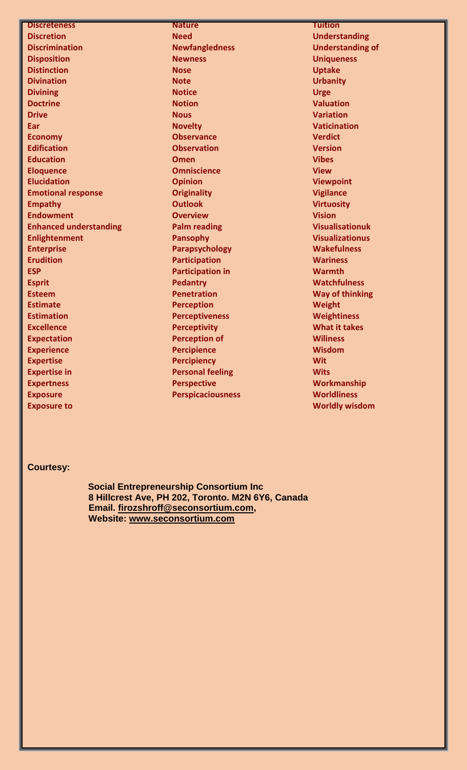**Discreteness**
**Discretion**
**Discrimination**
**Disposition**
**Distinction**
**Divination**
**Divining**
**Doctrine**
**Drive**
**Ear**
**Economy**
**Edification**
**Education**
**Eloquence**
**Elucidation**
**Emotional response**
**Empathy**
**Endowment**
**Enhanced understanding**
**Enlightenment**
**Enterprise**
**Erudition**
**ESP**
**Esprit**
**Esteem**
**Estimate**
**Estimation**
**Excellence**
**Expectation**
**Experience**
**Expertise**
**Expertise in**
**Expertness**
**Exposure**
**Exposure to**

**Nature**
**Need**
**Newfangledness**
**Newness**
**Nose**
**Note**
**Notice**
**Notion**
**Nous**
**Novelty**
**Observance**
**Observation**
**Omen**
**Omniscience**
**Opinion**
**Originality**
**Outlook**
**Overview**
**Palm reading**
**Pansophy**
**Parapsychology**
**Participation**
**Participation in**
**Pedantry**
**Penetration**
**Perception**
**Perceptiveness**
**Perceptivity**
**Perception of**
**Percipience**
**Percipiency**
**Personal feeling**
**Perspective**
**Perspicaciousness**

**Tuition**
**Understanding**
**Understanding of**
**Uniqueness**
**Uptake**
**Urbanity**
**Urge**
**Valuation**
**Variation**
**Vaticination**
**Verdict**
**Version**
**Vibes**
**View**
**Viewpoint**
**Vigilance**
**Virtuosity**
**Vision**
**Visualisationuk**
**Visualizationus**
**Wakefulness**
**Wariness**
**Warmth**
**Watchfulness**
**Way of thinking**
**Weight**
**Weightiness**
**What it takes**
**Wiliness**
**Wisdom**
**Wit**
**Wits**
**Workmanship**
**Worldliness**
**Worldly wisdom**

**Courtesy:**

**Social Entrepreneurship Consortium Inc**
**8 Hillcrest Ave, PH 202, Toronto. M2N 6Y6, Canada**
**Email. firozshroff@seconsortium.com,**
**Website: www.seconsortium.com**